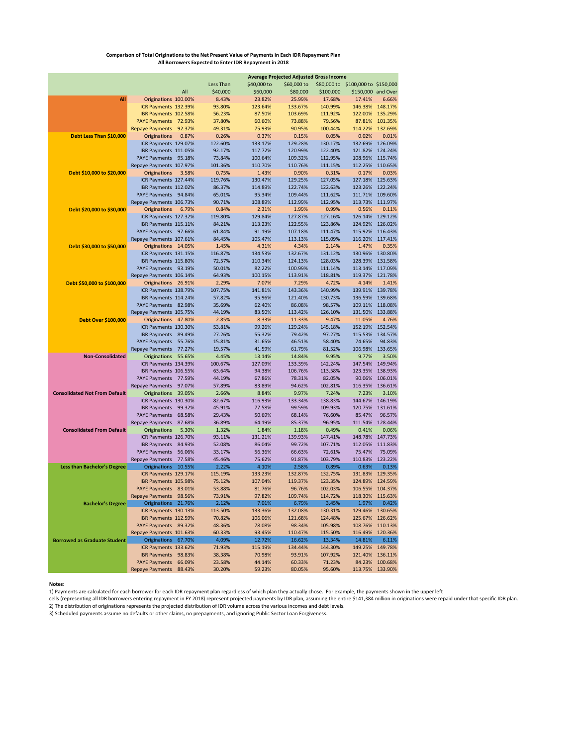**Comparison of Total Originations to the Net Present Value of Payments in Each IDR Repayment Plan**
**All Borrowers Expected to Enter IDR Repayment in 2018**

| | | | Average Projected Adjusted Gross Income | | | | | |
|---|---|---|---|---|---|---|---|---|
| | | All | Less Than $40,000 | $40,000 to $60,000 | $60,000 to $80,000 | $80,000 to $100,000 | $100,000 to $150,000 | $150,000 and Over |
| **All** | Originations | 100.00% | 8.43% | 23.82% | 25.99% | 17.68% | 17.41% | 6.66% |
| | ICR Payments | 132.39% | 93.80% | 123.64% | 133.67% | 140.99% | 146.38% | 148.17% |
| | IBR Payments | 102.58% | 56.23% | 87.50% | 103.69% | 111.92% | 122.00% | 135.29% |
| | PAYE Payments | 72.93% | 37.80% | 60.60% | 73.88% | 79.56% | 87.81% | 101.35% |
| | Repaye Payments | 92.37% | 49.31% | 75.93% | 90.95% | 100.44% | 114.22% | 132.69% |
| **Debt Less Than $10,000** | Originations | 0.87% | 0.26% | 0.37% | 0.15% | 0.05% | 0.02% | 0.01% |
| | ICR Payments | 129.07% | 122.60% | 133.17% | 129.28% | 130.17% | 132.69% | 126.09% |
| | IBR Payments | 111.05% | 92.17% | 117.72% | 120.99% | 122.40% | 121.82% | 124.24% |
| | PAYE Payments | 95.18% | 73.84% | 100.64% | 109.32% | 112.95% | 108.96% | 115.74% |
| | Repaye Payments | 107.97% | 101.36% | 110.70% | 110.76% | 111.15% | 112.25% | 110.65% |
| **Debt $10,000 to $20,000** | Originations | 3.58% | 0.75% | 1.43% | 0.90% | 0.31% | 0.17% | 0.03% |
| | ICR Payments | 127.44% | 119.76% | 130.47% | 129.25% | 127.05% | 127.18% | 125.63% |
| | IBR Payments | 112.02% | 86.37% | 114.89% | 122.74% | 122.63% | 123.26% | 122.24% |
| | PAYE Payments | 94.84% | 65.01% | 95.34% | 109.44% | 111.62% | 111.71% | 109.60% |
| | Repaye Payments | 106.73% | 90.71% | 108.89% | 112.99% | 112.95% | 113.73% | 111.97% |
| **Debt $20,000 to $30,000** | Originations | 6.79% | 0.84% | 2.31% | 1.99% | 0.99% | 0.56% | 0.11% |
| | ICR Payments | 127.32% | 119.80% | 129.84% | 127.87% | 127.16% | 126.14% | 129.12% |
| | IBR Payments | 115.11% | 84.21% | 113.23% | 122.55% | 123.86% | 124.92% | 126.02% |
| | PAYE Payments | 97.66% | 61.84% | 91.19% | 107.18% | 111.47% | 115.92% | 116.43% |
| | Repaye Payments | 107.61% | 84.45% | 105.47% | 113.13% | 115.09% | 116.20% | 117.41% |
| **Debt $30,000 to $50,000** | Originations | 14.05% | 1.45% | 4.31% | 4.34% | 2.14% | 1.47% | 0.35% |
| | ICR Payments | 131.15% | 116.87% | 134.53% | 132.67% | 131.12% | 130.96% | 130.80% |
| | IBR Payments | 115.80% | 72.57% | 110.34% | 124.13% | 128.03% | 128.39% | 131.58% |
| | PAYE Payments | 93.19% | 50.01% | 82.22% | 100.99% | 111.14% | 113.14% | 117.09% |
| | Repaye Payments | 106.14% | 64.93% | 100.15% | 113.91% | 118.81% | 119.37% | 121.78% |
| **Debt $50,000 to $100,000** | Originations | 26.91% | 2.29% | 7.07% | 7.29% | 4.72% | 4.14% | 1.41% |
| | ICR Payments | 138.79% | 107.75% | 141.81% | 143.36% | 140.99% | 139.91% | 139.78% |
| | IBR Payments | 114.24% | 57.82% | 95.96% | 121.40% | 130.73% | 136.59% | 139.68% |
| | PAYE Payments | 82.98% | 35.69% | 62.40% | 86.08% | 98.57% | 109.11% | 118.08% |
| | Repaye Payments | 105.75% | 44.19% | 83.50% | 113.42% | 126.10% | 131.50% | 133.88% |
| **Debt Over $100,000** | Originations | 47.80% | 2.85% | 8.33% | 11.33% | 9.47% | 11.05% | 4.76% |
| | ICR Payments | 130.30% | 53.81% | 99.26% | 129.24% | 145.18% | 152.19% | 152.54% |
| | IBR Payments | 89.49% | 27.26% | 55.32% | 79.42% | 97.27% | 115.53% | 134.57% |
| | PAYE Payments | 55.76% | 15.81% | 31.65% | 46.51% | 58.40% | 74.65% | 94.83% |
| | Repaye Payments | 77.27% | 19.57% | 41.59% | 61.79% | 81.52% | 106.98% | 133.65% |
| **Non-Consolidated** | Originations | 55.65% | 4.45% | 13.14% | 14.84% | 9.95% | 9.77% | 3.50% |
| | ICR Payments | 134.39% | 100.67% | 127.09% | 133.39% | 142.24% | 147.54% | 149.94% |
| | IBR Payments | 106.55% | 63.64% | 94.38% | 106.76% | 113.58% | 123.35% | 138.93% |
| | PAYE Payments | 77.59% | 44.19% | 67.86% | 78.31% | 82.05% | 90.06% | 106.01% |
| | Repaye Payments | 97.07% | 57.89% | 83.89% | 94.62% | 102.81% | 116.35% | 136.61% |
| **Consolidated Not From Default** | Originations | 39.05% | 2.66% | 8.84% | 9.97% | 7.24% | 7.23% | 3.10% |
| | ICR Payments | 130.30% | 82.67% | 116.93% | 133.34% | 138.83% | 144.67% | 146.19% |
| | IBR Payments | 99.32% | 45.91% | 77.58% | 99.59% | 109.93% | 120.75% | 131.61% |
| | PAYE Payments | 68.58% | 29.43% | 50.69% | 68.14% | 76.60% | 85.47% | 96.57% |
| | Repaye Payments | 87.68% | 36.89% | 64.19% | 85.37% | 96.95% | 111.54% | 128.44% |
| **Consolidated From Default** | Originations | 5.30% | 1.32% | 1.84% | 1.18% | 0.49% | 0.41% | 0.06% |
| | ICR Payments | 126.70% | 93.11% | 131.21% | 139.93% | 147.41% | 148.78% | 147.73% |
| | IBR Payments | 84.93% | 52.08% | 86.04% | 99.72% | 107.71% | 112.05% | 111.83% |
| | PAYE Payments | 56.06% | 33.17% | 56.36% | 66.63% | 72.61% | 75.47% | 75.09% |
| | Repaye Payments | 77.58% | 45.46% | 75.62% | 91.87% | 103.79% | 110.83% | 123.22% |
| **Less than Bachelor's Degree** | Originations | 10.55% | 2.22% | 4.10% | 2.58% | 0.89% | 0.63% | 0.13% |
| | ICR Payments | 129.17% | 115.19% | 133.23% | 132.87% | 132.75% | 131.83% | 129.35% |
| | IBR Payments | 105.98% | 75.12% | 107.04% | 119.37% | 123.35% | 124.89% | 124.59% |
| | PAYE Payments | 83.01% | 53.88% | 81.76% | 96.76% | 102.03% | 106.55% | 104.37% |
| | Repaye Payments | 98.56% | 73.91% | 97.82% | 109.74% | 114.72% | 118.30% | 115.63% |
| **Bachelor's Degree** | Originations | 21.76% | 2.12% | 7.01% | 6.79% | 3.45% | 1.97% | 0.42% |
| | ICR Payments | 130.13% | 113.50% | 133.36% | 132.08% | 130.31% | 129.46% | 130.65% |
| | IBR Payments | 112.59% | 70.82% | 106.06% | 121.68% | 124.48% | 125.67% | 126.62% |
| | PAYE Payments | 89.32% | 48.36% | 78.08% | 98.34% | 105.98% | 108.76% | 110.13% |
| | Repaye Payments | 101.63% | 60.33% | 93.45% | 110.47% | 115.50% | 116.49% | 120.36% |
| **Borrowed as Graduate Student** | Originations | 67.70% | 4.09% | 12.72% | 16.62% | 13.34% | 14.81% | 6.11% |
| | ICR Payments | 133.62% | 71.93% | 115.19% | 134.44% | 144.30% | 149.25% | 149.78% |
| | IBR Payments | 98.83% | 38.38% | 70.98% | 93.91% | 107.92% | 121.40% | 136.11% |
| | PAYE Payments | 66.09% | 23.58% | 44.14% | 60.33% | 71.23% | 84.23% | 100.68% |
| | Repaye Payments | 88.43% | 30.20% | 59.23% | 80.05% | 95.60% | 113.75% | 133.90% |

**Notes:**

1) Payments are calculated for each borrower for each IDR repayment plan regardless of which plan they actually chose. For example, the payments shown in the upper left cells (representing all IDR borrowers entering repayment in FY 2018) represent projected payments by IDR plan, assuming the entire $141,384 million in originations were repaid under that specific IDR plan.

2) The distribution of originations represents the projected distribution of IDR volume across the various incomes and debt levels.

3) Scheduled payments assume no defaults or other claims, no prepayments, and ignoring Public Sector Loan Forgiveness.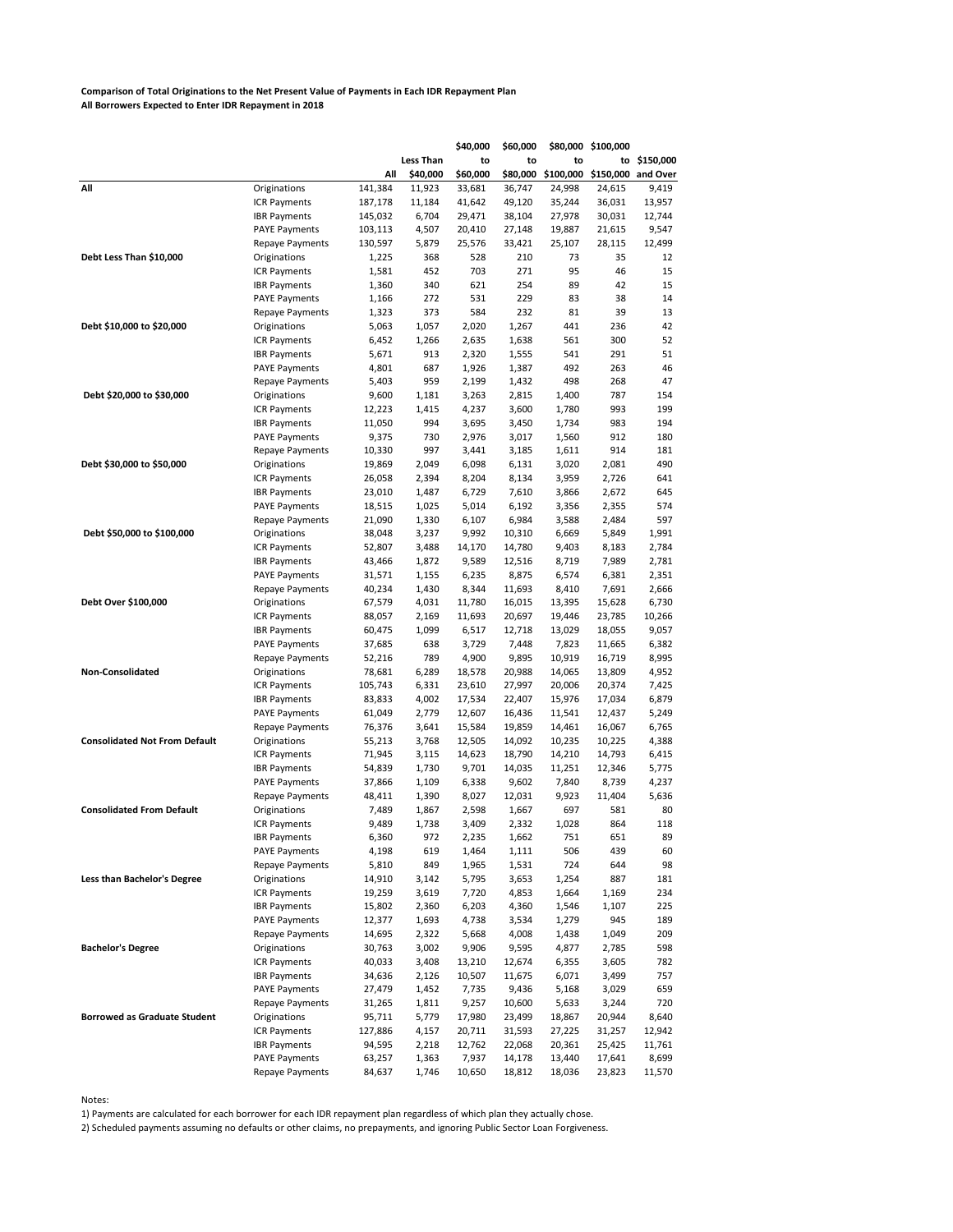**Comparison of Total Originations to the Net Present Value of Payments in Each IDR Repayment Plan**
**All Borrowers Expected to Enter IDR Repayment in 2018**

| | | All | Less Than $40,000 | $40,000 to $60,000 | $60,000 to $80,000 | $80,000 to $100,000 | $100,000 to $150,000 | $150,000 and Over |
|---|---|---|---|---|---|---|---|---|
| **All** | Originations | 141,384 | 11,923 | 33,681 | 36,747 | 24,998 | 24,615 | 9,419 |
| | ICR Payments | 187,178 | 11,184 | 41,642 | 49,120 | 35,244 | 36,031 | 13,957 |
| | IBR Payments | 145,032 | 6,704 | 29,471 | 38,104 | 27,978 | 30,031 | 12,744 |
| | PAYE Payments | 103,113 | 4,507 | 20,410 | 27,148 | 19,887 | 21,615 | 9,547 |
| | Repaye Payments | 130,597 | 5,879 | 25,576 | 33,421 | 25,107 | 28,115 | 12,499 |
| **Debt Less Than $10,000** | Originations | 1,225 | 368 | 528 | 210 | 73 | 35 | 12 |
| | ICR Payments | 1,581 | 452 | 703 | 271 | 95 | 46 | 15 |
| | IBR Payments | 1,360 | 340 | 621 | 254 | 89 | 42 | 15 |
| | PAYE Payments | 1,166 | 272 | 531 | 229 | 83 | 38 | 14 |
| | Repaye Payments | 1,323 | 373 | 584 | 232 | 81 | 39 | 13 |
| **Debt $10,000 to $20,000** | Originations | 5,063 | 1,057 | 2,020 | 1,267 | 441 | 236 | 42 |
| | ICR Payments | 6,452 | 1,266 | 2,635 | 1,638 | 561 | 300 | 52 |
| | IBR Payments | 5,671 | 913 | 2,320 | 1,555 | 541 | 291 | 51 |
| | PAYE Payments | 4,801 | 687 | 1,926 | 1,387 | 492 | 263 | 46 |
| | Repaye Payments | 5,403 | 959 | 2,199 | 1,432 | 498 | 268 | 47 |
| **Debt $20,000 to $30,000** | Originations | 9,600 | 1,181 | 3,263 | 2,815 | 1,400 | 787 | 154 |
| | ICR Payments | 12,223 | 1,415 | 4,237 | 3,600 | 1,780 | 993 | 199 |
| | IBR Payments | 11,050 | 994 | 3,695 | 3,450 | 1,734 | 983 | 194 |
| | PAYE Payments | 9,375 | 730 | 2,976 | 3,017 | 1,560 | 912 | 180 |
| | Repaye Payments | 10,330 | 997 | 3,441 | 3,185 | 1,611 | 914 | 181 |
| **Debt $30,000 to $50,000** | Originations | 19,869 | 2,049 | 6,098 | 6,131 | 3,020 | 2,081 | 490 |
| | ICR Payments | 26,058 | 2,394 | 8,204 | 8,134 | 3,959 | 2,726 | 641 |
| | IBR Payments | 23,010 | 1,487 | 6,729 | 7,610 | 3,866 | 2,672 | 645 |
| | PAYE Payments | 18,515 | 1,025 | 5,014 | 6,192 | 3,356 | 2,355 | 574 |
| | Repaye Payments | 21,090 | 1,330 | 6,107 | 6,984 | 3,588 | 2,484 | 597 |
| **Debt $50,000 to $100,000** | Originations | 38,048 | 3,237 | 9,992 | 10,310 | 6,669 | 5,849 | 1,991 |
| | ICR Payments | 52,807 | 3,488 | 14,170 | 14,780 | 9,403 | 8,183 | 2,784 |
| | IBR Payments | 43,466 | 1,872 | 9,589 | 12,516 | 8,719 | 7,989 | 2,781 |
| | PAYE Payments | 31,571 | 1,155 | 6,235 | 8,875 | 6,574 | 6,381 | 2,351 |
| | Repaye Payments | 40,234 | 1,430 | 8,344 | 11,693 | 8,410 | 7,691 | 2,666 |
| **Debt Over $100,000** | Originations | 67,579 | 4,031 | 11,780 | 16,015 | 13,395 | 15,628 | 6,730 |
| | ICR Payments | 88,057 | 2,169 | 11,693 | 20,697 | 19,446 | 23,785 | 10,266 |
| | IBR Payments | 60,475 | 1,099 | 6,517 | 12,718 | 13,029 | 18,055 | 9,057 |
| | PAYE Payments | 37,685 | 638 | 3,729 | 7,448 | 7,823 | 11,665 | 6,382 |
| | Repaye Payments | 52,216 | 789 | 4,900 | 9,895 | 10,919 | 16,719 | 8,995 |
| **Non-Consolidated** | Originations | 78,681 | 6,289 | 18,578 | 20,988 | 14,065 | 13,809 | 4,952 |
| | ICR Payments | 105,743 | 6,331 | 23,610 | 27,997 | 20,006 | 20,374 | 7,425 |
| | IBR Payments | 83,833 | 4,002 | 17,534 | 22,407 | 15,976 | 17,034 | 6,879 |
| | PAYE Payments | 61,049 | 2,779 | 12,607 | 16,436 | 11,541 | 12,437 | 5,249 |
| | Repaye Payments | 76,376 | 3,641 | 15,584 | 19,859 | 14,461 | 16,067 | 6,765 |
| **Consolidated Not From Default** | Originations | 55,213 | 3,768 | 12,505 | 14,092 | 10,235 | 10,225 | 4,388 |
| | ICR Payments | 71,945 | 3,115 | 14,623 | 18,790 | 14,210 | 14,793 | 6,415 |
| | IBR Payments | 54,839 | 1,730 | 9,701 | 14,035 | 11,251 | 12,346 | 5,775 |
| | PAYE Payments | 37,866 | 1,109 | 6,338 | 9,602 | 7,840 | 8,739 | 4,237 |
| | Repaye Payments | 48,411 | 1,390 | 8,027 | 12,031 | 9,923 | 11,404 | 5,636 |
| **Consolidated From Default** | Originations | 7,489 | 1,867 | 2,598 | 1,667 | 697 | 581 | 80 |
| | ICR Payments | 9,489 | 1,738 | 3,409 | 2,332 | 1,028 | 864 | 118 |
| | IBR Payments | 6,360 | 972 | 2,235 | 1,662 | 751 | 651 | 89 |
| | PAYE Payments | 4,198 | 619 | 1,464 | 1,111 | 506 | 439 | 60 |
| | Repaye Payments | 5,810 | 849 | 1,965 | 1,531 | 724 | 644 | 98 |
| **Less than Bachelor's Degree** | Originations | 14,910 | 3,142 | 5,795 | 3,653 | 1,254 | 887 | 181 |
| | ICR Payments | 19,259 | 3,619 | 7,720 | 4,853 | 1,664 | 1,169 | 234 |
| | IBR Payments | 15,802 | 2,360 | 6,203 | 4,360 | 1,546 | 1,107 | 225 |
| | PAYE Payments | 12,377 | 1,693 | 4,738 | 3,534 | 1,279 | 945 | 189 |
| | Repaye Payments | 14,695 | 2,322 | 5,668 | 4,008 | 1,438 | 1,049 | 209 |
| **Bachelor's Degree** | Originations | 30,763 | 3,002 | 9,906 | 9,595 | 4,877 | 2,785 | 598 |
| | ICR Payments | 40,033 | 3,408 | 13,210 | 12,674 | 6,355 | 3,605 | 782 |
| | IBR Payments | 34,636 | 2,126 | 10,507 | 11,675 | 6,071 | 3,499 | 757 |
| | PAYE Payments | 27,479 | 1,452 | 7,735 | 9,436 | 5,168 | 3,029 | 659 |
| | Repaye Payments | 31,265 | 1,811 | 9,257 | 10,600 | 5,633 | 3,244 | 720 |
| **Borrowed as Graduate Student** | Originations | 95,711 | 5,779 | 17,980 | 23,499 | 18,867 | 20,944 | 8,640 |
| | ICR Payments | 127,886 | 4,157 | 20,711 | 31,593 | 27,225 | 31,257 | 12,942 |
| | IBR Payments | 94,595 | 2,218 | 12,762 | 22,068 | 20,361 | 25,425 | 11,761 |
| | PAYE Payments | 63,257 | 1,363 | 7,937 | 14,178 | 13,440 | 17,641 | 8,699 |
| | Repaye Payments | 84,637 | 1,746 | 10,650 | 18,812 | 18,036 | 23,823 | 11,570 |

Notes:

1) Payments are calculated for each borrower for each IDR repayment plan regardless of which plan they actually chose.

2) Scheduled payments assuming no defaults or other claims, no prepayments, and ignoring Public Sector Loan Forgiveness.